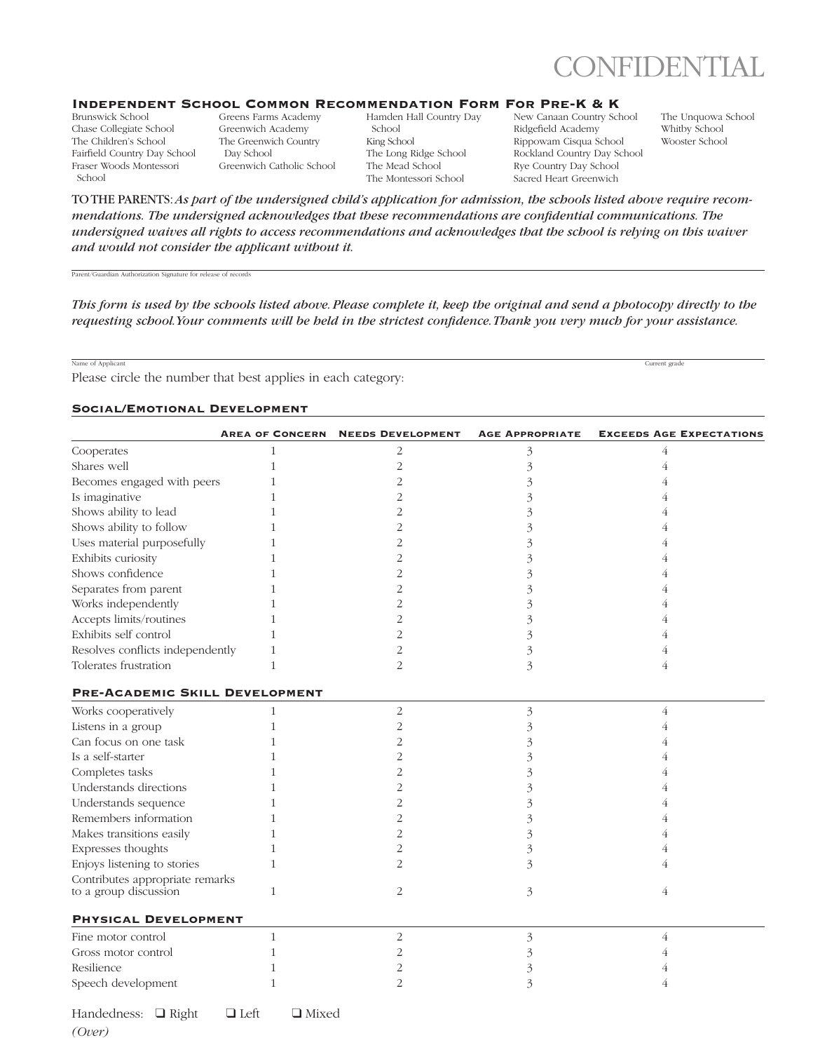# CONFIDENTIAL

## Independent School Common Recommendation Form For Pre-K & K

Brunswick School
Chase Collegiate School
The Children's School
Fairfield Country Day School
Fraser Woods Montessori School
Greens Farms Academy
Greenwich Academy
The Greenwich Country Day School
Greenwich Catholic School
Hamden Hall Country Day School
King School
The Long Ridge School
The Mead School
The Montessori School
New Canaan Country School
Ridgefield Academy
Rippowam Cisqua School
Rockland Country Day School
Rye Country Day School
Sacred Heart Greenwich
The Unquowa School
Whitby School
Wooster School

TO THE PARENTS: *As part of the undersigned child's application for admission, the schools listed above require recommendations. The undersigned acknowledges that these recommendations are confidential communications. The undersigned waives all rights to access recommendations and acknowledges that the school is relying on this waiver and would not consider the applicant without it.*

Parent/Guardian Authorization Signature for release of records

*This form is used by the schools listed above. Please complete it, keep the original and send a photocopy directly to the requesting school. Your comments will be held in the strictest confidence. Thank you very much for your assistance.*

Name of Applicant Current grade

Please circle the number that best applies in each category:

### Social/Emotional Development

| | Area of Concern | Needs Development | Age Appropriate | Exceeds Age Expectations |
|---|---|---|---|---|
| Cooperates | 1 | 2 | 3 | 4 |
| Shares well | 1 | 2 | 3 | 4 |
| Becomes engaged with peers | 1 | 2 | 3 | 4 |
| Is imaginative | 1 | 2 | 3 | 4 |
| Shows ability to lead | 1 | 2 | 3 | 4 |
| Shows ability to follow | 1 | 2 | 3 | 4 |
| Uses material purposefully | 1 | 2 | 3 | 4 |
| Exhibits curiosity | 1 | 2 | 3 | 4 |
| Shows confidence | 1 | 2 | 3 | 4 |
| Separates from parent | 1 | 2 | 3 | 4 |
| Works independently | 1 | 2 | 3 | 4 |
| Accepts limits/routines | 1 | 2 | 3 | 4 |
| Exhibits self control | 1 | 2 | 3 | 4 |
| Resolves conflicts independently | 1 | 2 | 3 | 4 |
| Tolerates frustration | 1 | 2 | 3 | 4 |

### Pre-Academic Skill Development

| | Area of Concern | Needs Development | Age Appropriate | Exceeds Age Expectations |
|---|---|---|---|---|
| Works cooperatively | 1 | 2 | 3 | 4 |
| Listens in a group | 1 | 2 | 3 | 4 |
| Can focus on one task | 1 | 2 | 3 | 4 |
| Is a self-starter | 1 | 2 | 3 | 4 |
| Completes tasks | 1 | 2 | 3 | 4 |
| Understands directions | 1 | 2 | 3 | 4 |
| Understands sequence | 1 | 2 | 3 | 4 |
| Remembers information | 1 | 2 | 3 | 4 |
| Makes transitions easily | 1 | 2 | 3 | 4 |
| Expresses thoughts | 1 | 2 | 3 | 4 |
| Enjoys listening to stories | 1 | 2 | 3 | 4 |
| Contributes appropriate remarks to a group discussion | 1 | 2 | 3 | 4 |

### Physical Development

| | Area of Concern | Needs Development | Age Appropriate | Exceeds Age Expectations |
|---|---|---|---|---|
| Fine motor control | 1 | 2 | 3 | 4 |
| Gross motor control | 1 | 2 | 3 | 4 |
| Resilience | 1 | 2 | 3 | 4 |
| Speech development | 1 | 2 | 3 | 4 |

Handedness: ❑ Right ❑ Left ❑ Mixed

*(Over)*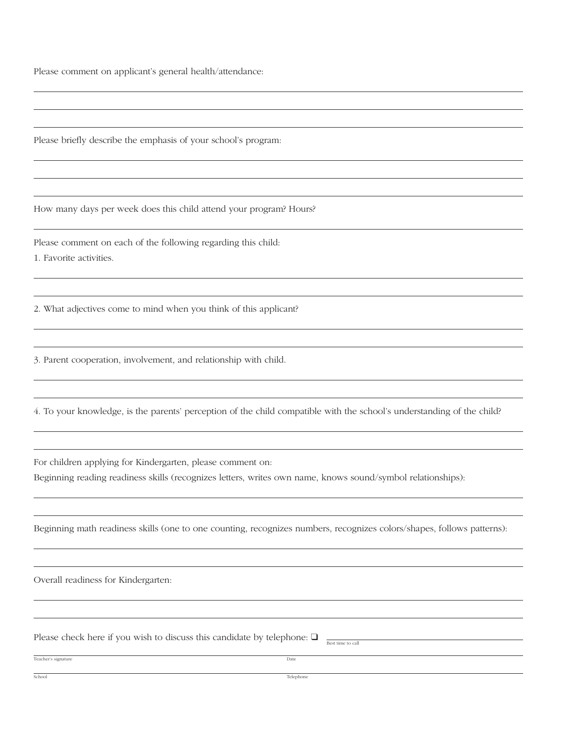Please comment on applicant's general health/attendance:

Please briefly describe the emphasis of your school's program:

How many days per week does this child attend your program? Hours?

Please comment on each of the following regarding this child:

1. Favorite activities.

2. What adjectives come to mind when you think of this applicant?

3. Parent cooperation, involvement, and relationship with child.

4. To your knowledge, is the parents' perception of the child compatible with the school's understanding of the child?

For children applying for Kindergarten, please comment on:

Beginning reading readiness skills (recognizes letters, writes own name, knows sound/symbol relationships):

Beginning math readiness skills (one to one counting, recognizes numbers, recognizes colors/shapes, follows patterns):

Overall readiness for Kindergarten:

Please check here if you wish to discuss this candidate by telephone: ❑ Best time to call

Teacher's signature Date

School Telephone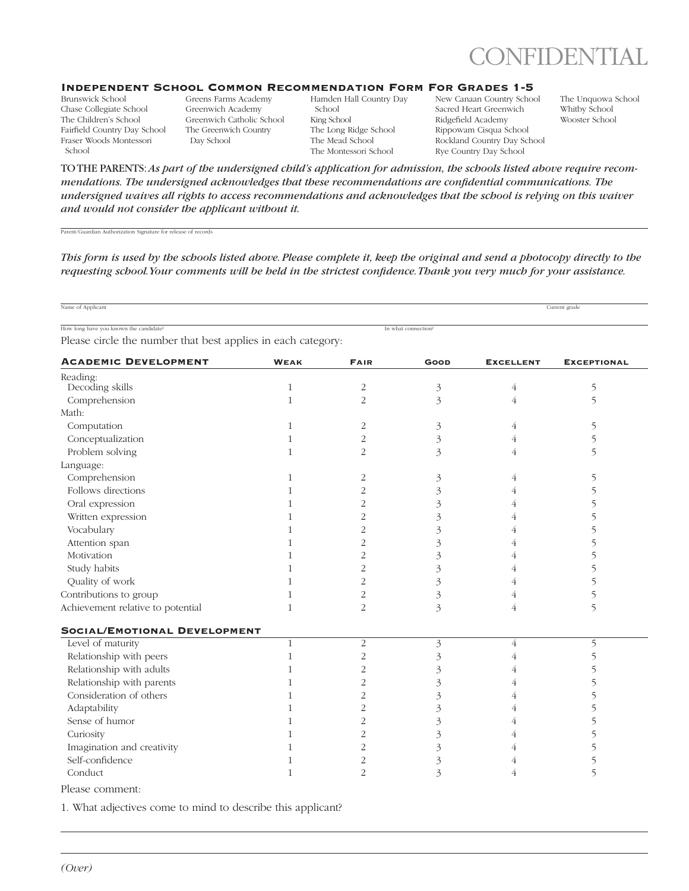CONFIDENTIAL

## Independent School Common Recommendation Form For Grades 1-5

Brunswick School
Chase Collegiate School
The Children's School
Fairfield Country Day School
Fraser Woods Montessori School
Greens Farms Academy
Greenwich Academy
Greenwich Catholic School
The Greenwich Country Day School
Hamden Hall Country Day School
King School
The Long Ridge School
The Mead School
The Montessori School
New Canaan Country School
Sacred Heart Greenwich
Ridgefield Academy
Rippowam Cisqua School
Rockland Country Day School
Rye Country Day School
The Unquowa School
Whitby School
Wooster School

TO THE PARENTS: *As part of the undersigned child's application for admission, the schools listed above require recommendations. The undersigned acknowledges that these recommendations are confidential communications. The undersigned waives all rights to access recommendations and acknowledges that the school is relying on this waiver and would not consider the applicant without it.*

Parent/Guardian Authorization Signature for release of records

*This form is used by the schools listed above. Please complete it, keep the original and send a photocopy directly to the requesting school. Your comments will be held in the strictest confidence. Thank you very much for your assistance.*

Name of Applicant ______________________ Current grade ________

How long have you known the candidate? ______________________ In what connection? ________

Please circle the number that best applies in each category:

| Academic Development | Weak | Fair | Good | Excellent | Exceptional |
|---|---|---|---|---|---|
| Reading: | | | | | |
| Decoding skills | 1 | 2 | 3 | 4 | 5 |
| Comprehension | 1 | 2 | 3 | 4 | 5 |
| Math: | | | | | |
| Computation | 1 | 2 | 3 | 4 | 5 |
| Conceptualization | 1 | 2 | 3 | 4 | 5 |
| Problem solving | 1 | 2 | 3 | 4 | 5 |
| Language: | | | | | |
| Comprehension | 1 | 2 | 3 | 4 | 5 |
| Follows directions | 1 | 2 | 3 | 4 | 5 |
| Oral expression | 1 | 2 | 3 | 4 | 5 |
| Written expression | 1 | 2 | 3 | 4 | 5 |
| Vocabulary | 1 | 2 | 3 | 4 | 5 |
| Attention span | 1 | 2 | 3 | 4 | 5 |
| Motivation | 1 | 2 | 3 | 4 | 5 |
| Study habits | 1 | 2 | 3 | 4 | 5 |
| Quality of work | 1 | 2 | 3 | 4 | 5 |
| Contributions to group | 1 | 2 | 3 | 4 | 5 |
| Achievement relative to potential | 1 | 2 | 3 | 4 | 5 |

| Social/Emotional Development | | | | | |
|---|---|---|---|---|---|
| Level of maturity | 1 | 2 | 3 | 4 | 5 |
| Relationship with peers | 1 | 2 | 3 | 4 | 5 |
| Relationship with adults | 1 | 2 | 3 | 4 | 5 |
| Relationship with parents | 1 | 2 | 3 | 4 | 5 |
| Consideration of others | 1 | 2 | 3 | 4 | 5 |
| Adaptability | 1 | 2 | 3 | 4 | 5 |
| Sense of humor | 1 | 2 | 3 | 4 | 5 |
| Curiosity | 1 | 2 | 3 | 4 | 5 |
| Imagination and creativity | 1 | 2 | 3 | 4 | 5 |
| Self-confidence | 1 | 2 | 3 | 4 | 5 |
| Conduct | 1 | 2 | 3 | 4 | 5 |

Please comment:

1. What adjectives come to mind to describe this applicant?

*(Over)*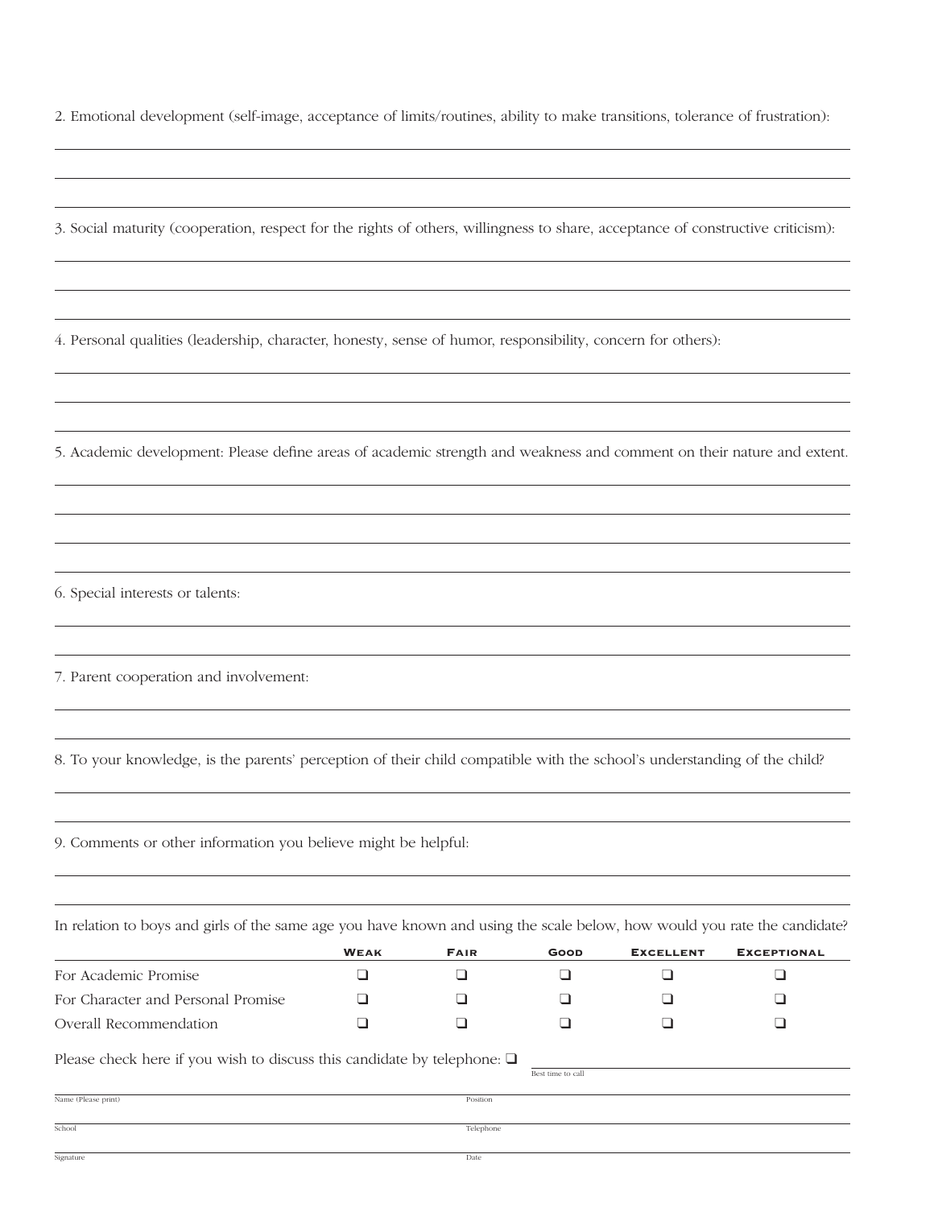2. Emotional development (self-image, acceptance of limits/routines, ability to make transitions, tolerance of frustration):

3. Social maturity (cooperation, respect for the rights of others, willingness to share, acceptance of constructive criticism):

4. Personal qualities (leadership, character, honesty, sense of humor, responsibility, concern for others):

5. Academic development: Please define areas of academic strength and weakness and comment on their nature and extent.

6. Special interests or talents:

7. Parent cooperation and involvement:

8. To your knowledge, is the parents' perception of their child compatible with the school's understanding of the child?

9. Comments or other information you believe might be helpful:

In relation to boys and girls of the same age you have known and using the scale below, how would you rate the candidate?

| | **Weak** | **Fair** | **Good** | **Excellent** | **Exceptional** |
|---|---|---|---|---|---|
| For Academic Promise | ❑ | ❑ | ❑ | ❑ | ❑ |
| For Character and Personal Promise | ❑ | ❑ | ❑ | ❑ | ❑ |
| Overall Recommendation | ❑ | ❑ | ❑ | ❑ | ❑ |

Please check here if you wish to discuss this candidate by telephone: ❑

Best time to call

Name (Please print) | Position

School | Telephone

Signature | Date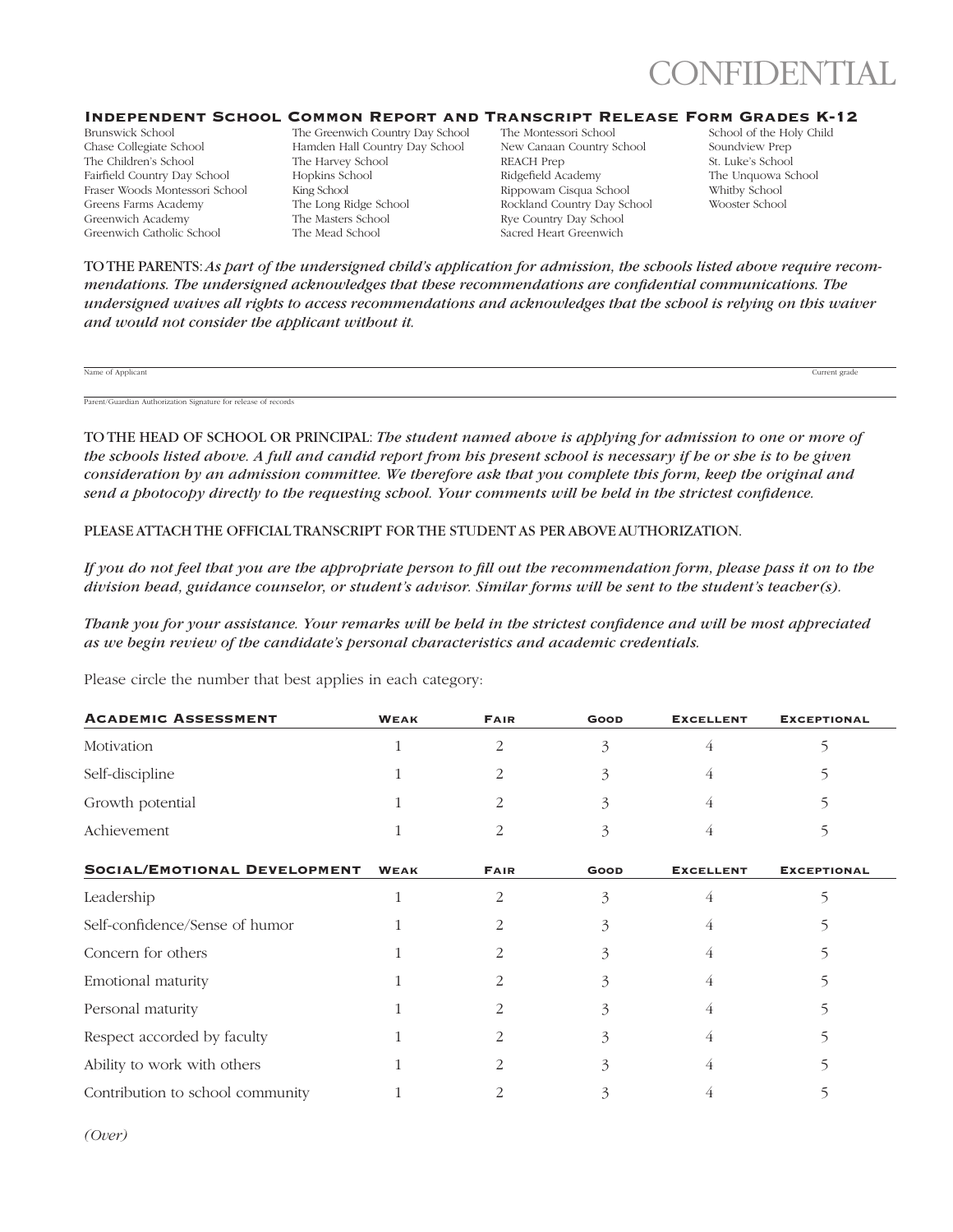# CONFIDENTIAL

## Independent School Common Report and Transcript Release Form Grades K-12

Brunswick School
Chase Collegiate School
The Children's School
Fairfield Country Day School
Fraser Woods Montessori School
Greens Farms Academy
Greenwich Academy
Greenwich Catholic School
The Greenwich Country Day School
Hamden Hall Country Day School
The Harvey School
Hopkins School
King School
The Long Ridge School
The Masters School
The Mead School
The Montessori School
New Canaan Country School
REACH Prep
Ridgefield Academy
Rippowam Cisqua School
Rockland Country Day School
Rye Country Day School
Sacred Heart Greenwich
School of the Holy Child
Soundview Prep
St. Luke's School
The Unquowa School
Whitby School
Wooster School

TO THE PARENTS: *As part of the undersigned child's application for admission, the schools listed above require recommendations. The undersigned acknowledges that these recommendations are confidential communications. The undersigned waives all rights to access recommendations and acknowledges that the school is relying on this waiver and would not consider the applicant without it.*

Name of Applicant ______________________________ Current grade ________

Parent/Guardian Authorization Signature for release of records ______________________________

TO THE HEAD OF SCHOOL OR PRINCIPAL: *The student named above is applying for admission to one or more of the schools listed above. A full and candid report from his present school is necessary if he or she is to be given consideration by an admission committee. We therefore ask that you complete this form, keep the original and send a photocopy directly to the requesting school. Your comments will be held in the strictest confidence.*

PLEASE ATTACH THE OFFICIAL TRANSCRIPT FOR THE STUDENT AS PER ABOVE AUTHORIZATION.

*If you do not feel that you are the appropriate person to fill out the recommendation form, please pass it on to the division head, guidance counselor, or student's advisor. Similar forms will be sent to the student's teacher(s).*

*Thank you for your assistance. Your remarks will be held in the strictest confidence and will be most appreciated as we begin review of the candidate's personal characteristics and academic credentials.*

Please circle the number that best applies in each category:

| Academic Assessment | Weak | Fair | Good | Excellent | Exceptional |
|---|---|---|---|---|---|
| Motivation | 1 | 2 | 3 | 4 | 5 |
| Self-discipline | 1 | 2 | 3 | 4 | 5 |
| Growth potential | 1 | 2 | 3 | 4 | 5 |
| Achievement | 1 | 2 | 3 | 4 | 5 |

| Social/Emotional Development | Weak | Fair | Good | Excellent | Exceptional |
|---|---|---|---|---|---|
| Leadership | 1 | 2 | 3 | 4 | 5 |
| Self-confidence/Sense of humor | 1 | 2 | 3 | 4 | 5 |
| Concern for others | 1 | 2 | 3 | 4 | 5 |
| Emotional maturity | 1 | 2 | 3 | 4 | 5 |
| Personal maturity | 1 | 2 | 3 | 4 | 5 |
| Respect accorded by faculty | 1 | 2 | 3 | 4 | 5 |
| Ability to work with others | 1 | 2 | 3 | 4 | 5 |
| Contribution to school community | 1 | 2 | 3 | 4 | 5 |

*(Over)*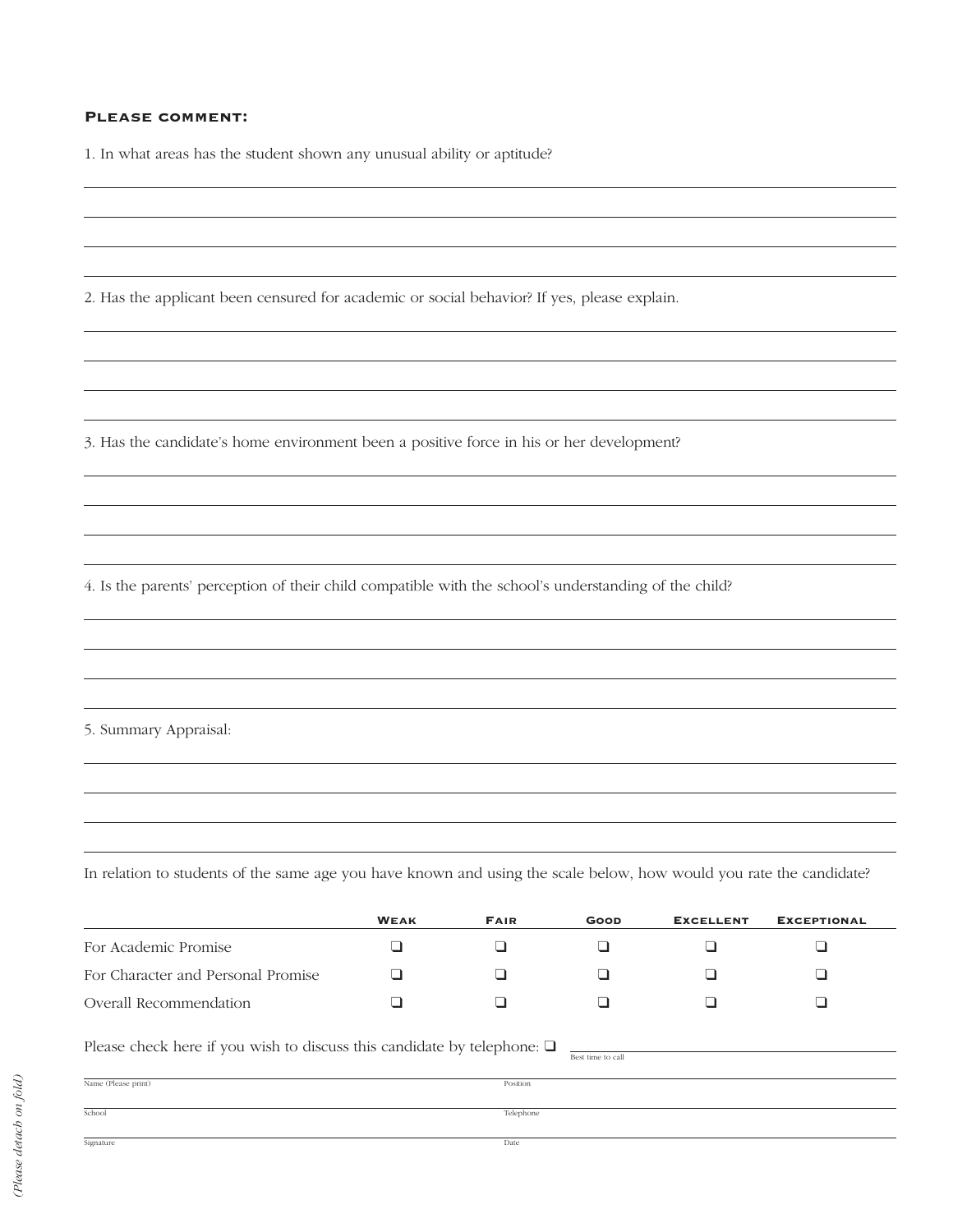**PLEASE COMMENT:**

1. In what areas has the student shown any unusual ability or aptitude?

2. Has the applicant been censured for academic or social behavior? If yes, please explain.

3. Has the candidate's home environment been a positive force in his or her development?

4. Is the parents' perception of their child compatible with the school's understanding of the child?

5. Summary Appraisal:

In relation to students of the same age you have known and using the scale below, how would you rate the candidate?

| | Weak | Fair | Good | Excellent | Exceptional |
|---|---|---|---|---|---|
| For Academic Promise | ❑ | ❑ | ❑ | ❑ | ❑ |
| For Character and Personal Promise | ❑ | ❑ | ❑ | ❑ | ❑ |
| Overall Recommendation | ❑ | ❑ | ❑ | ❑ | ❑ |

Please check here if you wish to discuss this candidate by telephone: ❑ ____________
Best time to call

Name (Please print) ____________ Position ____________

School ____________ Telephone ____________

Signature ____________ Date ____________

*(Please detach on fold)*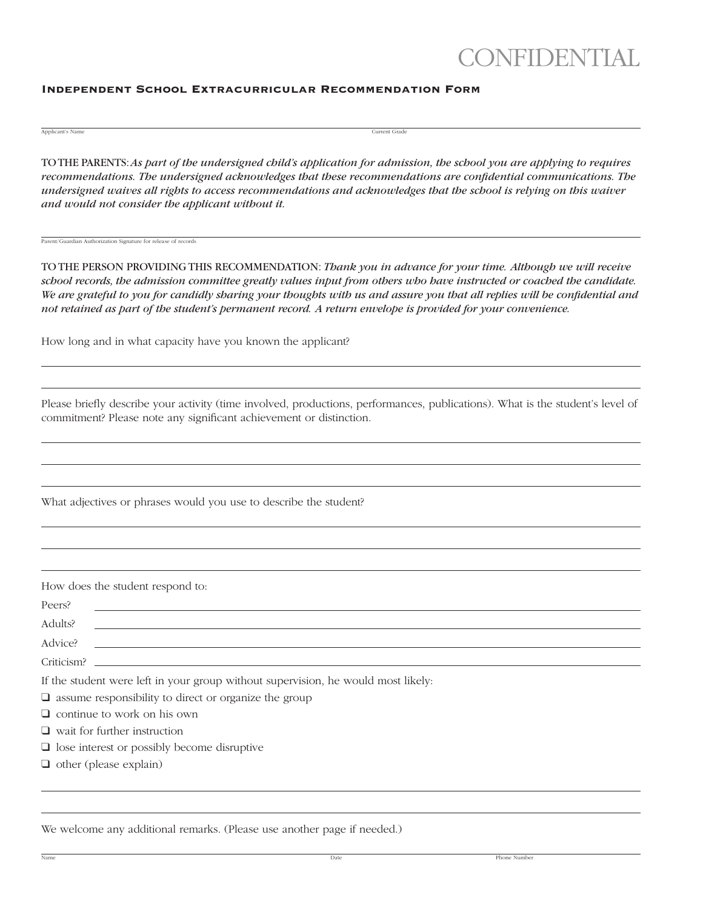CONFIDENTIAL

**INDEPENDENT SCHOOL EXTRACURRICULAR RECOMMENDATION FORM**

Applicant's Name ______________________________ Current Grade ______________________________

TO THE PARENTS: *As part of the undersigned child's application for admission, the school you are applying to requires recommendations. The undersigned acknowledges that these recommendations are confidential communications. The undersigned waives all rights to access recommendations and acknowledges that the school is relying on this waiver and would not consider the applicant without it.*

Parent/Guardian Authorization Signature for release of records ______________________________

TO THE PERSON PROVIDING THIS RECOMMENDATION: *Thank you in advance for your time. Although we will receive school records, the admission committee greatly values input from others who have instructed or coached the candidate. We are grateful to you for candidly sharing your thoughts with us and assure you that all replies will be confidential and not retained as part of the student's permanent record. A return envelope is provided for your convenience.*

How long and in what capacity have you known the applicant?

______________________________

______________________________

Please briefly describe your activity (time involved, productions, performances, publications). What is the student's level of commitment? Please note any significant achievement or distinction.

______________________________

______________________________

______________________________

What adjectives or phrases would you use to describe the student?

______________________________

______________________________

______________________________

How does the student respond to:

Peers? ______________________________

Adults? ______________________________

Advice? ______________________________

Criticism? ______________________________

If the student were left in your group without supervision, he would most likely:

- ❑ assume responsibility to direct or organize the group
- ❑ continue to work on his own
- ❑ wait for further instruction
- ❑ lose interest or possibly become disruptive
- ❑ other (please explain)

______________________________

______________________________

We welcome any additional remarks. (Please use another page if needed.)

Name ______________________________ Date ______________________________ Phone Number ______________________________